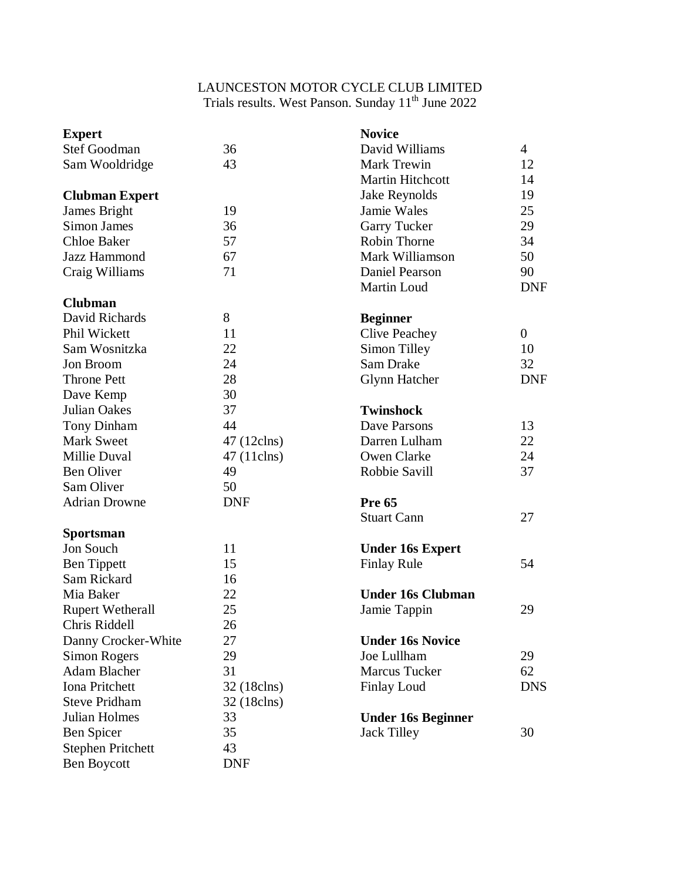LAUNCESTON MOTOR CYCLE CLUB LIMITED

Trials results. West Panson. Sunday 11th June 2022

**Expert**

| | |
|---|---|
| Stef Goodman | 36 |
| Sam Wooldridge | 43 |

**Clubman Expert**

| | |
|---|---|
| James Bright | 19 |
| Simon James | 36 |
| Chloe Baker | 57 |
| Jazz Hammond | 67 |
| Craig Williams | 71 |

**Clubman**

| | |
|---|---|
| David Richards | 8 |
| Phil Wickett | 11 |
| Sam Wosnitzka | 22 |
| Jon Broom | 24 |
| Throne Pett | 28 |
| Dave Kemp | 30 |
| Julian Oakes | 37 |
| Tony Dinham | 44 |
| Mark Sweet | 47 (12clns) |
| Millie Duval | 47 (11clns) |
| Ben Oliver | 49 |
| Sam Oliver | 50 |
| Adrian Drowne | DNF |

**Sportsman**

| | |
|---|---|
| Jon Souch | 11 |
| Ben Tippett | 15 |
| Sam Rickard | 16 |
| Mia Baker | 22 |
| Rupert Wetherall | 25 |
| Chris Riddell | 26 |
| Danny Crocker-White | 27 |
| Simon Rogers | 29 |
| Adam Blacher | 31 |
| Iona Pritchett | 32 (18clns) |
| Steve Pridham | 32 (18clns) |
| Julian Holmes | 33 |
| Ben Spicer | 35 |
| Stephen Pritchett | 43 |
| Ben Boycott | DNF |

**Novice**

| | |
|---|---|
| David Williams | 4 |
| Mark Trewin | 12 |
| Martin Hitchcott | 14 |
| Jake Reynolds | 19 |
| Jamie Wales | 25 |
| Garry Tucker | 29 |
| Robin Thorne | 34 |
| Mark Williamson | 50 |
| Daniel Pearson | 90 |
| Martin Loud | DNF |

**Beginner**

| | |
|---|---|
| Clive Peachey | 0 |
| Simon Tilley | 10 |
| Sam Drake | 32 |
| Glynn Hatcher | DNF |

**Twinshock**

| | |
|---|---|
| Dave Parsons | 13 |
| Darren Lulham | 22 |
| Owen Clarke | 24 |
| Robbie Savill | 37 |

**Pre 65**

| | |
|---|---|
| Stuart Cann | 27 |

**Under 16s Expert**

| | |
|---|---|
| Finlay Rule | 54 |

**Under 16s Clubman**

| | |
|---|---|
| Jamie Tappin | 29 |

**Under 16s Novice**

| | |
|---|---|
| Joe Lullham | 29 |
| Marcus Tucker | 62 |
| Finlay Loud | DNS |

**Under 16s Beginner**

| | |
|---|---|
| Jack Tilley | 30 |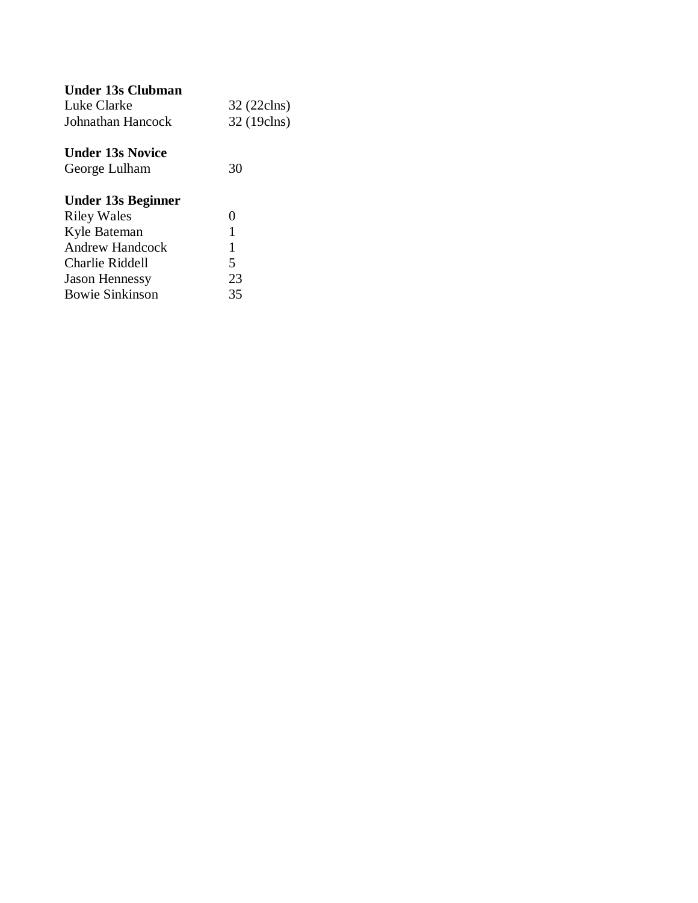**Under 13s Clubman**

| | |
|---|---|
| Luke Clarke | 32 (22clns) |
| Johnathan Hancock | 32 (19clns) |

**Under 13s Novice**

| | |
|---|---|
| George Lulham | 30 |

**Under 13s Beginner**

| | |
|---|---|
| Riley Wales | 0 |
| Kyle Bateman | 1 |
| Andrew Handcock | 1 |
| Charlie Riddell | 5 |
| Jason Hennessy | 23 |
| Bowie Sinkinson | 35 |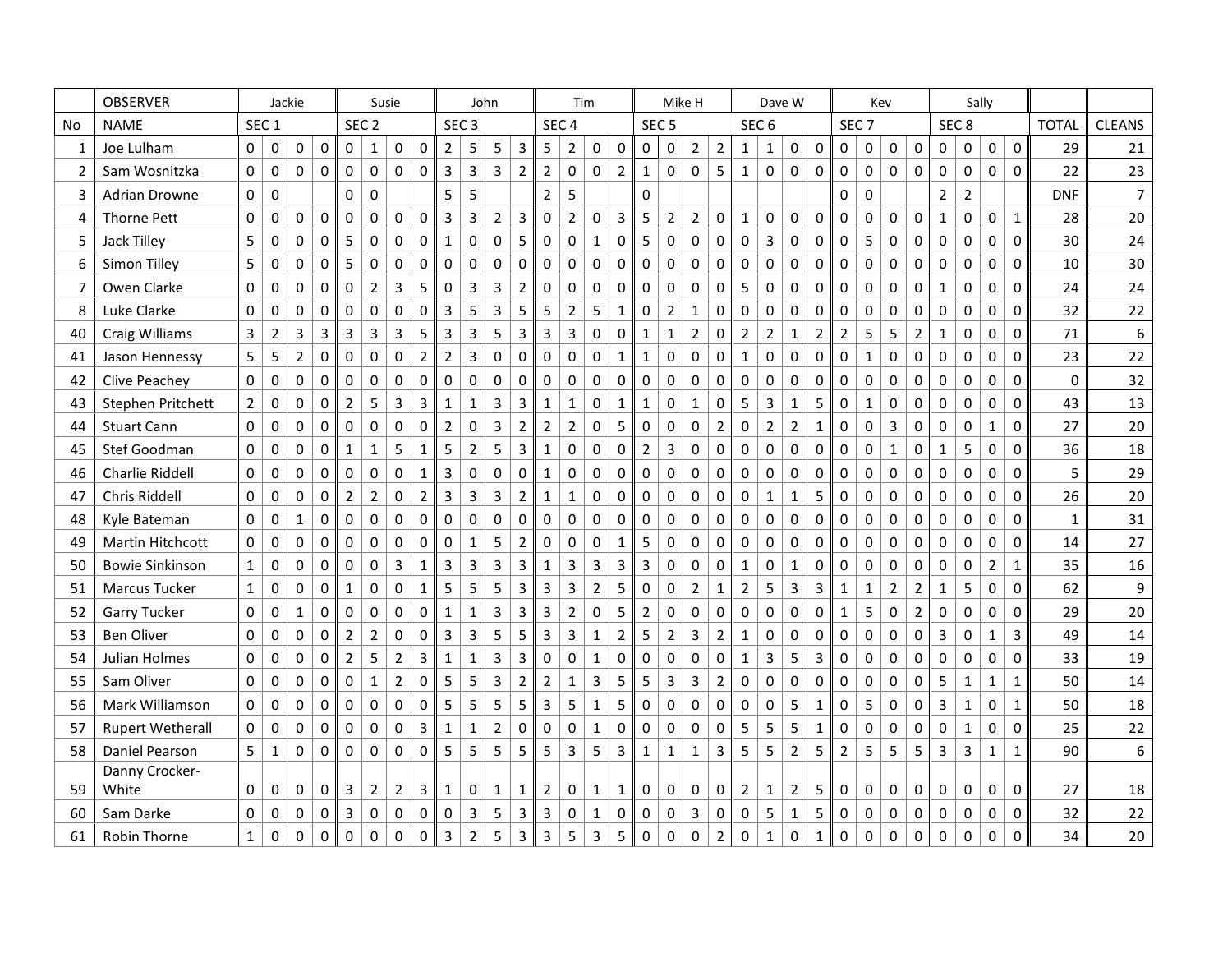| | OBSERVER | Jackie | | | | Susie | | | | John | | | | Tim | | | | Mike H | | | | Dave W | | | | Kev | | | | Sally | | | | | |
|---|---|---|---|---|---|---|---|---|---|---|---|---|---|---|---|---|---|---|---|---|---|---|---|---|---|---|---|---|---|---|---|---|---|---|---|---|
| No | NAME | SEC 1 | | | | SEC 2 | | | | SEC 3 | | | | SEC 4 | | | | SEC 5 | | | | SEC 6 | | | | SEC 7 | | | | SEC 8 | | | | TOTAL | CLEANS |
| 1 | Joe Lulham | 0 | 0 | 0 | 0 | 0 | 1 | 0 | 0 | 2 | 5 | 5 | 3 | 5 | 2 | 0 | 0 | 0 | 0 | 2 | 2 | 1 | 1 | 0 | 0 | 0 | 0 | 0 | 0 | 0 | 0 | 0 | 0 | 29 | 21 |
| 2 | Sam Wosnitzka | 0 | 0 | 0 | 0 | 0 | 0 | 0 | 0 | 3 | 3 | 3 | 2 | 2 | 0 | 0 | 2 | 1 | 0 | 0 | 5 | 1 | 0 | 0 | 0 | 0 | 0 | 0 | 0 | 0 | 0 | 0 | 0 | 22 | 23 |
| 3 | Adrian Drowne | 0 | 0 | | | 0 | 0 | | | 5 | 5 | | | 2 | 5 | | | 0 | | | | | | | | 0 | 0 | | | 2 | 2 | | | DNF | 7 |
| 4 | Thorne Pett | 0 | 0 | 0 | 0 | 0 | 0 | 0 | 0 | 3 | 3 | 2 | 3 | 0 | 2 | 0 | 3 | 5 | 2 | 2 | 0 | 1 | 0 | 0 | 0 | 0 | 0 | 0 | 0 | 1 | 0 | 0 | 1 | 28 | 20 |
| 5 | Jack Tilley | 5 | 0 | 0 | 0 | 5 | 0 | 0 | 0 | 1 | 0 | 0 | 5 | 0 | 0 | 1 | 0 | 5 | 0 | 0 | 0 | 0 | 3 | 0 | 0 | 0 | 5 | 0 | 0 | 0 | 0 | 0 | 0 | 30 | 24 |
| 6 | Simon Tilley | 5 | 0 | 0 | 0 | 5 | 0 | 0 | 0 | 0 | 0 | 0 | 0 | 0 | 0 | 0 | 0 | 0 | 0 | 0 | 0 | 0 | 0 | 0 | 0 | 0 | 0 | 0 | 0 | 0 | 0 | 0 | 0 | 10 | 30 |
| 7 | Owen Clarke | 0 | 0 | 0 | 0 | 0 | 2 | 3 | 5 | 0 | 3 | 3 | 2 | 0 | 0 | 0 | 0 | 0 | 0 | 0 | 0 | 5 | 0 | 0 | 0 | 0 | 0 | 0 | 0 | 1 | 0 | 0 | 0 | 24 | 24 |
| 8 | Luke Clarke | 0 | 0 | 0 | 0 | 0 | 0 | 0 | 0 | 3 | 5 | 3 | 5 | 5 | 2 | 5 | 1 | 0 | 2 | 1 | 0 | 0 | 0 | 0 | 0 | 0 | 0 | 0 | 0 | 0 | 0 | 0 | 0 | 32 | 22 |
| 40 | Craig Williams | 3 | 2 | 3 | 3 | 3 | 3 | 3 | 5 | 3 | 3 | 5 | 3 | 3 | 3 | 0 | 0 | 1 | 1 | 2 | 0 | 2 | 2 | 1 | 2 | 2 | 5 | 5 | 2 | 1 | 0 | 0 | 0 | 71 | 6 |
| 41 | Jason Hennessy | 5 | 5 | 2 | 0 | 0 | 0 | 0 | 2 | 2 | 3 | 0 | 0 | 0 | 0 | 0 | 1 | 1 | 0 | 0 | 0 | 1 | 0 | 0 | 0 | 0 | 1 | 0 | 0 | 0 | 0 | 0 | 0 | 23 | 22 |
| 42 | Clive Peachey | 0 | 0 | 0 | 0 | 0 | 0 | 0 | 0 | 0 | 0 | 0 | 0 | 0 | 0 | 0 | 0 | 0 | 0 | 0 | 0 | 0 | 0 | 0 | 0 | 0 | 0 | 0 | 0 | 0 | 0 | 0 | 0 | 0 | 32 |
| 43 | Stephen Pritchett | 2 | 0 | 0 | 0 | 2 | 5 | 3 | 3 | 1 | 1 | 3 | 3 | 1 | 1 | 0 | 1 | 1 | 0 | 1 | 0 | 5 | 3 | 1 | 5 | 0 | 1 | 0 | 0 | 0 | 0 | 0 | 0 | 43 | 13 |
| 44 | Stuart Cann | 0 | 0 | 0 | 0 | 0 | 0 | 0 | 0 | 2 | 0 | 3 | 2 | 2 | 2 | 0 | 5 | 0 | 0 | 0 | 2 | 0 | 2 | 2 | 1 | 0 | 0 | 3 | 0 | 0 | 0 | 1 | 0 | 27 | 20 |
| 45 | Stef Goodman | 0 | 0 | 0 | 0 | 1 | 1 | 5 | 1 | 5 | 2 | 5 | 3 | 1 | 0 | 0 | 0 | 2 | 3 | 0 | 0 | 0 | 0 | 0 | 0 | 0 | 0 | 1 | 0 | 1 | 5 | 0 | 0 | 36 | 18 |
| 46 | Charlie Riddell | 0 | 0 | 0 | 0 | 0 | 0 | 0 | 1 | 3 | 0 | 0 | 0 | 1 | 0 | 0 | 0 | 0 | 0 | 0 | 0 | 0 | 0 | 0 | 0 | 0 | 0 | 0 | 0 | 0 | 0 | 0 | 0 | 5 | 29 |
| 47 | Chris Riddell | 0 | 0 | 0 | 0 | 2 | 2 | 0 | 2 | 3 | 3 | 3 | 2 | 1 | 1 | 0 | 0 | 0 | 0 | 0 | 0 | 0 | 1 | 1 | 5 | 0 | 0 | 0 | 0 | 0 | 0 | 0 | 0 | 26 | 20 |
| 48 | Kyle Bateman | 0 | 0 | 1 | 0 | 0 | 0 | 0 | 0 | 0 | 0 | 0 | 0 | 0 | 0 | 0 | 0 | 0 | 0 | 0 | 0 | 0 | 0 | 0 | 0 | 0 | 0 | 0 | 0 | 0 | 0 | 0 | 0 | 1 | 31 |
| 49 | Martin Hitchcott | 0 | 0 | 0 | 0 | 0 | 0 | 0 | 0 | 0 | 1 | 5 | 2 | 0 | 0 | 0 | 1 | 5 | 0 | 0 | 0 | 0 | 0 | 0 | 0 | 0 | 0 | 0 | 0 | 0 | 0 | 0 | 0 | 14 | 27 |
| 50 | Bowie Sinkinson | 1 | 0 | 0 | 0 | 0 | 0 | 3 | 1 | 3 | 3 | 3 | 3 | 1 | 3 | 3 | 3 | 3 | 0 | 0 | 0 | 1 | 0 | 1 | 0 | 0 | 0 | 0 | 0 | 0 | 0 | 2 | 1 | 35 | 16 |
| 51 | Marcus Tucker | 1 | 0 | 0 | 0 | 1 | 0 | 0 | 1 | 5 | 5 | 5 | 3 | 3 | 3 | 2 | 5 | 0 | 0 | 2 | 1 | 2 | 5 | 3 | 3 | 1 | 1 | 2 | 2 | 1 | 5 | 0 | 0 | 62 | 9 |
| 52 | Garry Tucker | 0 | 0 | 1 | 0 | 0 | 0 | 0 | 0 | 1 | 1 | 3 | 3 | 3 | 2 | 0 | 5 | 2 | 0 | 0 | 0 | 0 | 0 | 0 | 0 | 1 | 5 | 0 | 2 | 0 | 0 | 0 | 0 | 29 | 20 |
| 53 | Ben Oliver | 0 | 0 | 0 | 0 | 2 | 2 | 0 | 0 | 3 | 3 | 5 | 5 | 3 | 3 | 1 | 2 | 5 | 2 | 3 | 2 | 1 | 0 | 0 | 0 | 0 | 0 | 0 | 0 | 3 | 0 | 1 | 3 | 49 | 14 |
| 54 | Julian Holmes | 0 | 0 | 0 | 0 | 2 | 5 | 2 | 3 | 1 | 1 | 3 | 3 | 0 | 0 | 1 | 0 | 0 | 0 | 0 | 0 | 1 | 3 | 5 | 3 | 0 | 0 | 0 | 0 | 0 | 0 | 0 | 0 | 33 | 19 |
| 55 | Sam Oliver | 0 | 0 | 0 | 0 | 0 | 1 | 2 | 0 | 5 | 5 | 3 | 2 | 2 | 1 | 3 | 5 | 5 | 3 | 3 | 2 | 0 | 0 | 0 | 0 | 0 | 0 | 0 | 0 | 5 | 1 | 1 | 1 | 50 | 14 |
| 56 | Mark Williamson | 0 | 0 | 0 | 0 | 0 | 0 | 0 | 0 | 5 | 5 | 5 | 5 | 3 | 5 | 1 | 5 | 0 | 0 | 0 | 0 | 0 | 0 | 5 | 1 | 0 | 5 | 0 | 0 | 3 | 1 | 0 | 1 | 50 | 18 |
| 57 | Rupert Wetherall | 0 | 0 | 0 | 0 | 0 | 0 | 0 | 3 | 1 | 1 | 2 | 0 | 0 | 0 | 1 | 0 | 0 | 0 | 0 | 0 | 5 | 5 | 5 | 1 | 0 | 0 | 0 | 0 | 0 | 1 | 0 | 0 | 25 | 22 |
| 58 | Daniel Pearson | 5 | 1 | 0 | 0 | 0 | 0 | 0 | 0 | 5 | 5 | 5 | 5 | 5 | 3 | 5 | 3 | 1 | 1 | 1 | 3 | 5 | 5 | 2 | 5 | 2 | 5 | 5 | 5 | 3 | 3 | 1 | 1 | 90 | 6 |
| 59 | Danny Crocker-White | 0 | 0 | 0 | 0 | 3 | 2 | 2 | 3 | 1 | 0 | 1 | 1 | 2 | 0 | 1 | 1 | 0 | 0 | 0 | 0 | 2 | 1 | 2 | 5 | 0 | 0 | 0 | 0 | 0 | 0 | 0 | 0 | 27 | 18 |
| 60 | Sam Darke | 0 | 0 | 0 | 0 | 3 | 0 | 0 | 0 | 0 | 3 | 5 | 3 | 3 | 0 | 1 | 0 | 0 | 0 | 3 | 0 | 0 | 5 | 1 | 5 | 0 | 0 | 0 | 0 | 0 | 0 | 0 | 0 | 32 | 22 |
| 61 | Robin Thorne | 1 | 0 | 0 | 0 | 0 | 0 | 0 | 0 | 3 | 2 | 5 | 3 | 3 | 5 | 3 | 5 | 0 | 0 | 0 | 2 | 0 | 1 | 0 | 1 | 0 | 0 | 0 | 0 | 0 | 0 | 0 | 0 | 34 | 20 |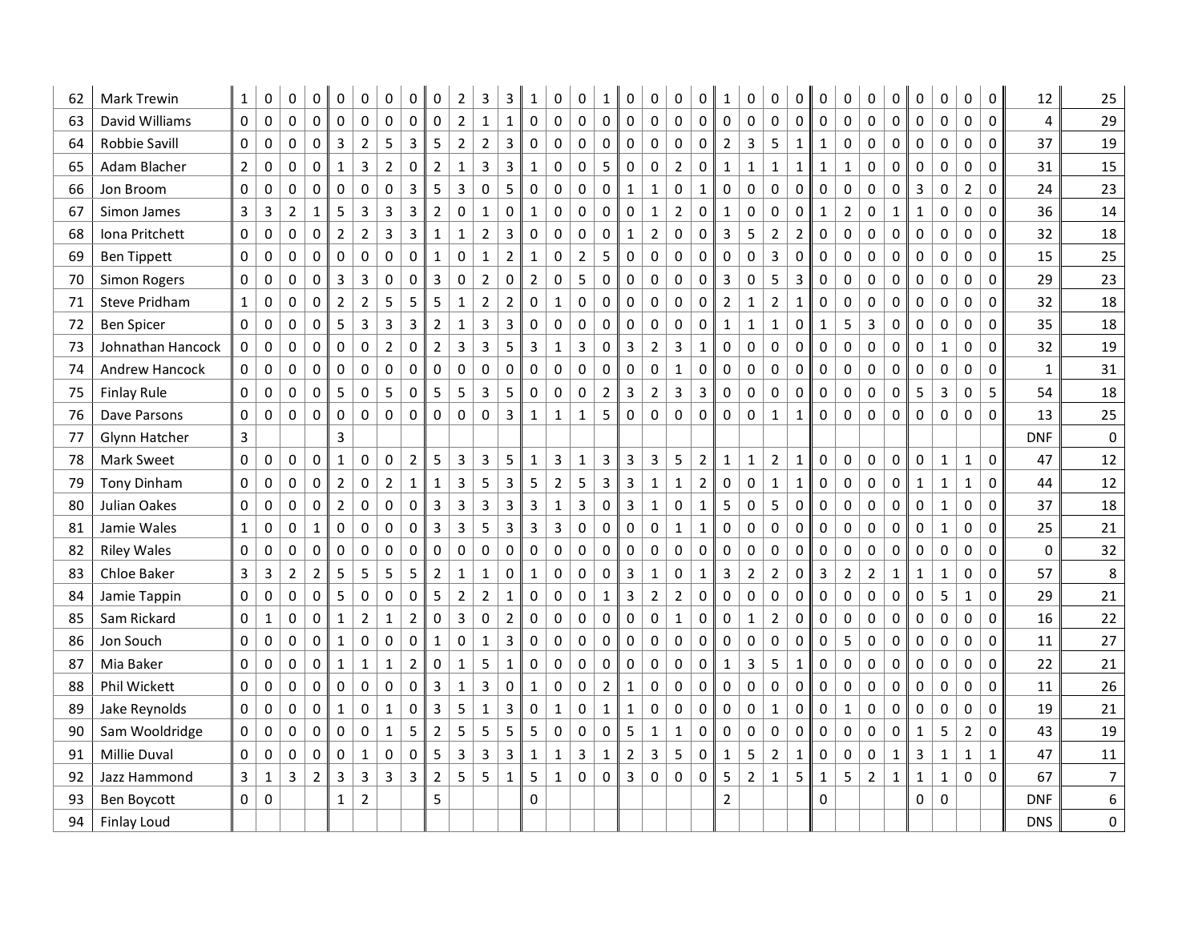| | | | | | | | | | | | | | | | | | | | | | | | | | | | | | | | | | | | |
|---|---|---|---|---|---|---|---|---|---|---|---|---|---|---|---|---|---|---|---|---|---|---|---|---|---|---|---|---|---|---|---|---|---|---|---|
| 62 | Mark Trewin | 1 | 0 | 0 | 0 | 0 | 0 | 0 | 0 | 0 | 2 | 3 | 3 | 1 | 0 | 0 | 1 | 0 | 0 | 0 | 0 | 1 | 0 | 0 | 0 | 0 | 0 | 0 | 0 | 0 | 0 | 0 | 0 | 12 | 25 |
| 63 | David Williams | 0 | 0 | 0 | 0 | 0 | 0 | 0 | 0 | 0 | 2 | 1 | 1 | 0 | 0 | 0 | 0 | 0 | 0 | 0 | 0 | 0 | 0 | 0 | 0 | 0 | 0 | 0 | 0 | 0 | 0 | 0 | 0 | 4 | 29 |
| 64 | Robbie Savill | 0 | 0 | 0 | 0 | 3 | 2 | 5 | 3 | 5 | 2 | 2 | 3 | 0 | 0 | 0 | 0 | 0 | 0 | 0 | 0 | 2 | 3 | 5 | 1 | 1 | 0 | 0 | 0 | 0 | 0 | 0 | 0 | 37 | 19 |
| 65 | Adam Blacher | 2 | 0 | 0 | 0 | 1 | 3 | 2 | 0 | 2 | 1 | 3 | 3 | 1 | 0 | 0 | 5 | 0 | 0 | 2 | 0 | 1 | 1 | 1 | 1 | 1 | 1 | 0 | 0 | 0 | 0 | 0 | 0 | 31 | 15 |
| 66 | Jon Broom | 0 | 0 | 0 | 0 | 0 | 0 | 0 | 3 | 5 | 3 | 0 | 5 | 0 | 0 | 0 | 0 | 1 | 1 | 0 | 1 | 0 | 0 | 0 | 0 | 0 | 0 | 0 | 0 | 3 | 0 | 2 | 0 | 24 | 23 |
| 67 | Simon James | 3 | 3 | 2 | 1 | 5 | 3 | 3 | 3 | 2 | 0 | 1 | 0 | 1 | 0 | 0 | 0 | 0 | 1 | 2 | 0 | 1 | 0 | 0 | 0 | 1 | 2 | 0 | 1 | 1 | 0 | 0 | 0 | 36 | 14 |
| 68 | Iona Pritchett | 0 | 0 | 0 | 0 | 2 | 2 | 3 | 3 | 1 | 1 | 2 | 3 | 0 | 0 | 0 | 0 | 1 | 2 | 0 | 0 | 3 | 5 | 2 | 2 | 0 | 0 | 0 | 0 | 0 | 0 | 0 | 0 | 32 | 18 |
| 69 | Ben Tippett | 0 | 0 | 0 | 0 | 0 | 0 | 0 | 0 | 1 | 0 | 1 | 2 | 1 | 0 | 2 | 5 | 0 | 0 | 0 | 0 | 0 | 0 | 3 | 0 | 0 | 0 | 0 | 0 | 0 | 0 | 0 | 0 | 15 | 25 |
| 70 | Simon Rogers | 0 | 0 | 0 | 0 | 3 | 3 | 0 | 0 | 3 | 0 | 2 | 0 | 2 | 0 | 5 | 0 | 0 | 0 | 0 | 0 | 3 | 0 | 5 | 3 | 0 | 0 | 0 | 0 | 0 | 0 | 0 | 0 | 29 | 23 |
| 71 | Steve Pridham | 1 | 0 | 0 | 0 | 2 | 2 | 5 | 5 | 5 | 1 | 2 | 2 | 0 | 1 | 0 | 0 | 0 | 0 | 0 | 0 | 2 | 1 | 2 | 1 | 0 | 0 | 0 | 0 | 0 | 0 | 0 | 0 | 32 | 18 |
| 72 | Ben Spicer | 0 | 0 | 0 | 0 | 5 | 3 | 3 | 3 | 2 | 1 | 3 | 3 | 0 | 0 | 0 | 0 | 0 | 0 | 0 | 0 | 1 | 1 | 1 | 0 | 1 | 5 | 3 | 0 | 0 | 0 | 0 | 0 | 35 | 18 |
| 73 | Johnathan Hancock | 0 | 0 | 0 | 0 | 0 | 0 | 2 | 0 | 2 | 3 | 3 | 5 | 3 | 1 | 3 | 0 | 3 | 2 | 3 | 1 | 0 | 0 | 0 | 0 | 0 | 0 | 0 | 0 | 0 | 1 | 0 | 0 | 32 | 19 |
| 74 | Andrew Hancock | 0 | 0 | 0 | 0 | 0 | 0 | 0 | 0 | 0 | 0 | 0 | 0 | 0 | 0 | 0 | 0 | 0 | 0 | 1 | 0 | 0 | 0 | 0 | 0 | 0 | 0 | 0 | 0 | 0 | 0 | 0 | 0 | 1 | 31 |
| 75 | Finlay Rule | 0 | 0 | 0 | 0 | 5 | 0 | 5 | 0 | 5 | 5 | 3 | 5 | 0 | 0 | 0 | 2 | 3 | 2 | 3 | 3 | 0 | 0 | 0 | 0 | 0 | 0 | 0 | 0 | 5 | 3 | 0 | 5 | 54 | 18 |
| 76 | Dave Parsons | 0 | 0 | 0 | 0 | 0 | 0 | 0 | 0 | 0 | 0 | 0 | 3 | 1 | 1 | 1 | 5 | 0 | 0 | 0 | 0 | 0 | 0 | 1 | 1 | 0 | 0 | 0 | 0 | 0 | 0 | 0 | 0 | 13 | 25 |
| 77 | Glynn Hatcher | 3 | | | | 3 | | | | | | | | | | | | | | | | | | | | | | | | | | | | DNF | 0 |
| 78 | Mark Sweet | 0 | 0 | 0 | 0 | 1 | 0 | 0 | 2 | 5 | 3 | 3 | 5 | 1 | 3 | 1 | 3 | 3 | 3 | 5 | 2 | 1 | 1 | 2 | 1 | 0 | 0 | 0 | 0 | 0 | 1 | 1 | 0 | 47 | 12 |
| 79 | Tony Dinham | 0 | 0 | 0 | 0 | 2 | 0 | 2 | 1 | 1 | 3 | 5 | 3 | 5 | 2 | 5 | 3 | 3 | 1 | 1 | 2 | 0 | 0 | 1 | 1 | 0 | 0 | 0 | 0 | 1 | 1 | 1 | 0 | 44 | 12 |
| 80 | Julian Oakes | 0 | 0 | 0 | 0 | 2 | 0 | 0 | 0 | 3 | 3 | 3 | 3 | 3 | 1 | 3 | 0 | 3 | 1 | 0 | 1 | 5 | 0 | 5 | 0 | 0 | 0 | 0 | 0 | 0 | 1 | 0 | 0 | 37 | 18 |
| 81 | Jamie Wales | 1 | 0 | 0 | 1 | 0 | 0 | 0 | 0 | 3 | 3 | 5 | 3 | 3 | 3 | 0 | 0 | 0 | 0 | 1 | 1 | 0 | 0 | 0 | 0 | 0 | 0 | 0 | 0 | 0 | 1 | 0 | 0 | 25 | 21 |
| 82 | Riley Wales | 0 | 0 | 0 | 0 | 0 | 0 | 0 | 0 | 0 | 0 | 0 | 0 | 0 | 0 | 0 | 0 | 0 | 0 | 0 | 0 | 0 | 0 | 0 | 0 | 0 | 0 | 0 | 0 | 0 | 0 | 0 | 0 | 0 | 32 |
| 83 | Chloe Baker | 3 | 3 | 2 | 2 | 5 | 5 | 5 | 5 | 2 | 1 | 1 | 0 | 1 | 0 | 0 | 0 | 3 | 1 | 0 | 1 | 3 | 2 | 2 | 0 | 3 | 2 | 2 | 1 | 1 | 1 | 0 | 0 | 57 | 8 |
| 84 | Jamie Tappin | 0 | 0 | 0 | 0 | 5 | 0 | 0 | 0 | 5 | 2 | 2 | 1 | 0 | 0 | 0 | 1 | 3 | 2 | 2 | 0 | 0 | 0 | 0 | 0 | 0 | 0 | 0 | 0 | 0 | 5 | 1 | 0 | 29 | 21 |
| 85 | Sam Rickard | 0 | 1 | 0 | 0 | 1 | 2 | 1 | 2 | 0 | 3 | 0 | 2 | 0 | 0 | 0 | 0 | 0 | 0 | 1 | 0 | 0 | 1 | 2 | 0 | 0 | 0 | 0 | 0 | 0 | 0 | 0 | 0 | 16 | 22 |
| 86 | Jon Souch | 0 | 0 | 0 | 0 | 1 | 0 | 0 | 0 | 1 | 0 | 1 | 3 | 0 | 0 | 0 | 0 | 0 | 0 | 0 | 0 | 0 | 0 | 0 | 0 | 0 | 5 | 0 | 0 | 0 | 0 | 0 | 0 | 11 | 27 |
| 87 | Mia Baker | 0 | 0 | 0 | 0 | 1 | 1 | 1 | 2 | 0 | 1 | 5 | 1 | 0 | 0 | 0 | 0 | 0 | 0 | 0 | 0 | 1 | 3 | 5 | 1 | 0 | 0 | 0 | 0 | 0 | 0 | 0 | 0 | 22 | 21 |
| 88 | Phil Wickett | 0 | 0 | 0 | 0 | 0 | 0 | 0 | 0 | 3 | 1 | 3 | 0 | 1 | 0 | 0 | 2 | 1 | 0 | 0 | 0 | 0 | 0 | 0 | 0 | 0 | 0 | 0 | 0 | 0 | 0 | 0 | 0 | 11 | 26 |
| 89 | Jake Reynolds | 0 | 0 | 0 | 0 | 1 | 0 | 1 | 0 | 3 | 5 | 1 | 3 | 0 | 1 | 0 | 1 | 1 | 0 | 0 | 0 | 0 | 0 | 1 | 0 | 0 | 1 | 0 | 0 | 0 | 0 | 0 | 0 | 19 | 21 |
| 90 | Sam Wooldridge | 0 | 0 | 0 | 0 | 0 | 0 | 1 | 5 | 2 | 5 | 5 | 5 | 5 | 0 | 0 | 0 | 5 | 1 | 1 | 0 | 0 | 0 | 0 | 0 | 0 | 0 | 0 | 0 | 1 | 5 | 2 | 0 | 43 | 19 |
| 91 | Millie Duval | 0 | 0 | 0 | 0 | 0 | 1 | 0 | 0 | 5 | 3 | 3 | 3 | 1 | 1 | 3 | 1 | 2 | 3 | 5 | 0 | 1 | 5 | 2 | 1 | 0 | 0 | 0 | 1 | 3 | 1 | 1 | 1 | 47 | 11 |
| 92 | Jazz Hammond | 3 | 1 | 3 | 2 | 3 | 3 | 3 | 3 | 2 | 5 | 5 | 1 | 5 | 1 | 0 | 0 | 3 | 0 | 0 | 0 | 5 | 2 | 1 | 5 | 1 | 5 | 2 | 1 | 1 | 1 | 0 | 0 | 67 | 7 |
| 93 | Ben Boycott | 0 | 0 | | | 1 | 2 | | | 5 | | | | 0 | | | | | | | | 2 | | | | 0 | | | | 0 | 0 | | | DNF | 6 |
| 94 | Finlay Loud | | | | | | | | | | | | | | | | | | | | | | | | | | | | | | | | | DNS | 0 |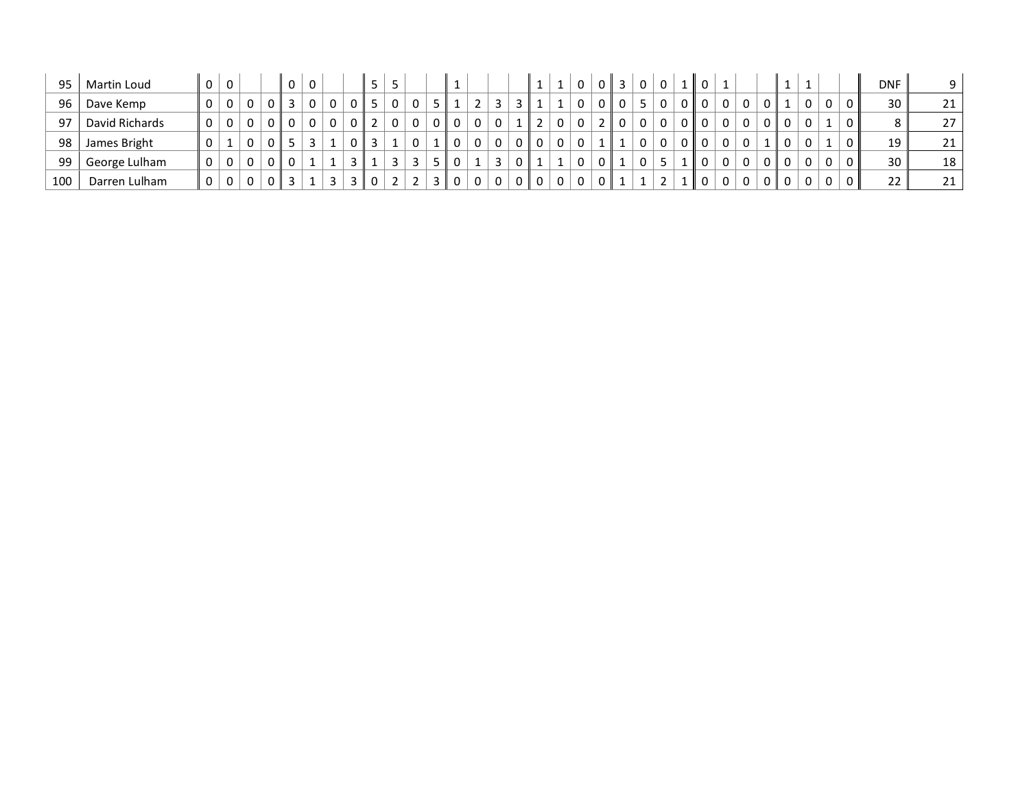| | | | | | | | | | | | | | | | | | | | | | | | | | | | | | | | | | | | |
|---|---|---|---|---|---|---|---|---|---|---|---|---|---|---|---|---|---|---|---|---|---|---|---|---|---|---|---|---|---|---|---|---|---|---|---|
| 95 | Martin Loud | 0 | 0 | | | 0 | 0 | | | 5 | 5 | | | 1 | | | | 1 | 1 | 0 | 0 | 3 | 0 | 0 | 1 | 0 | 1 | | | 1 | 1 | | | DNF | 9 |
| 96 | Dave Kemp | 0 | 0 | 0 | 0 | 3 | 0 | 0 | 0 | 5 | 0 | 0 | 5 | 1 | 2 | 3 | 3 | 1 | 1 | 0 | 0 | 0 | 5 | 0 | 0 | 0 | 0 | 0 | 0 | 1 | 0 | 0 | 0 | 30 | 21 |
| 97 | David Richards | 0 | 0 | 0 | 0 | 0 | 0 | 0 | 0 | 2 | 0 | 0 | 0 | 0 | 0 | 0 | 1 | 2 | 0 | 0 | 2 | 0 | 0 | 0 | 0 | 0 | 0 | 0 | 0 | 0 | 0 | 1 | 0 | 8 | 27 |
| 98 | James Bright | 0 | 1 | 0 | 0 | 5 | 3 | 1 | 0 | 3 | 1 | 0 | 1 | 0 | 0 | 0 | 0 | 0 | 0 | 0 | 1 | 1 | 0 | 0 | 0 | 0 | 0 | 0 | 1 | 0 | 0 | 1 | 0 | 19 | 21 |
| 99 | George Lulham | 0 | 0 | 0 | 0 | 0 | 1 | 1 | 3 | 1 | 3 | 3 | 5 | 0 | 1 | 3 | 0 | 1 | 1 | 0 | 0 | 1 | 0 | 5 | 1 | 0 | 0 | 0 | 0 | 0 | 0 | 0 | 0 | 30 | 18 |
| 100 | Darren Lulham | 0 | 0 | 0 | 0 | 3 | 1 | 3 | 3 | 0 | 2 | 2 | 3 | 0 | 0 | 0 | 0 | 0 | 0 | 0 | 0 | 1 | 1 | 2 | 1 | 0 | 0 | 0 | 0 | 0 | 0 | 0 | 0 | 22 | 21 |